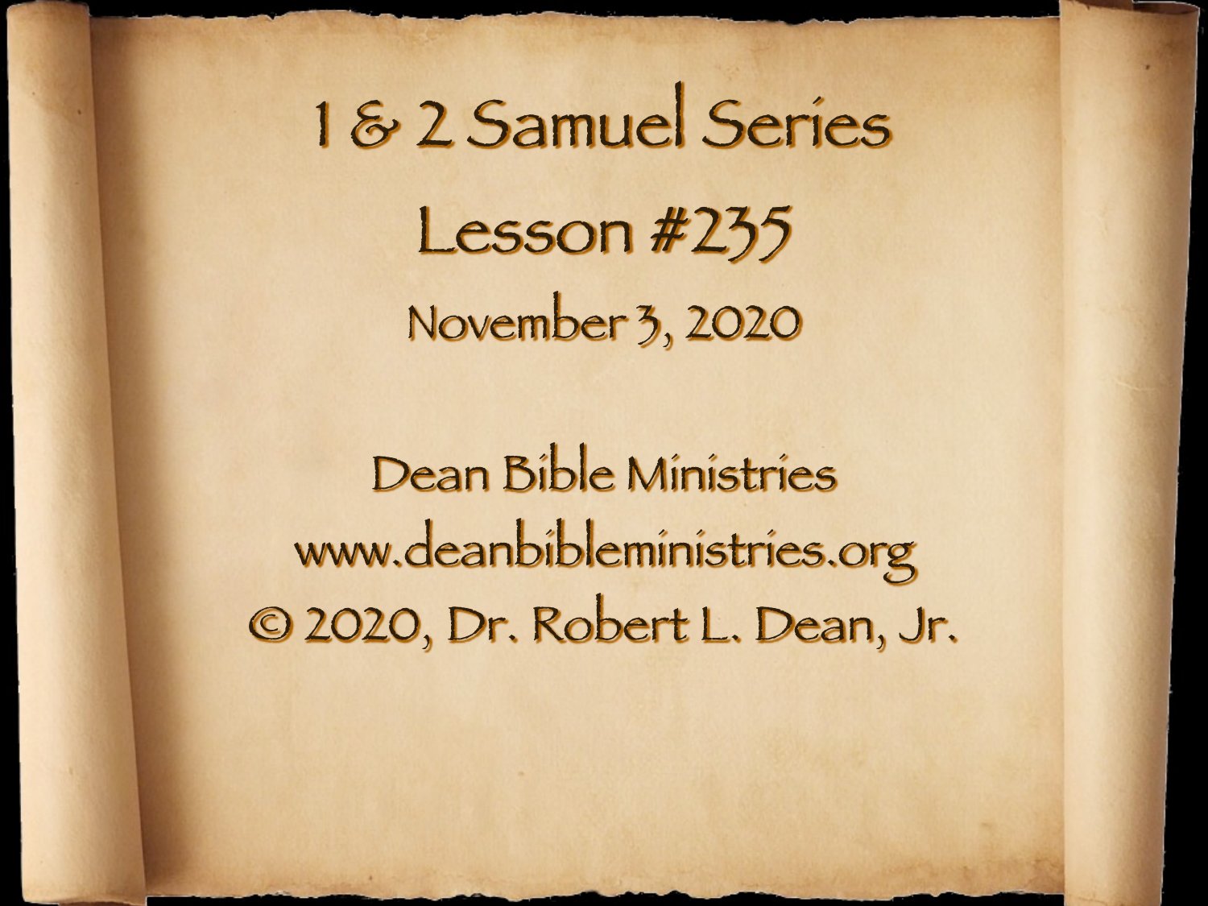# 1 & 2 Samuel Series

## Lesson #235

November 3, 2020

Dean Bible Ministries
www.deanbibleministries.org
© 2020, Dr. Robert L. Dean, Jr.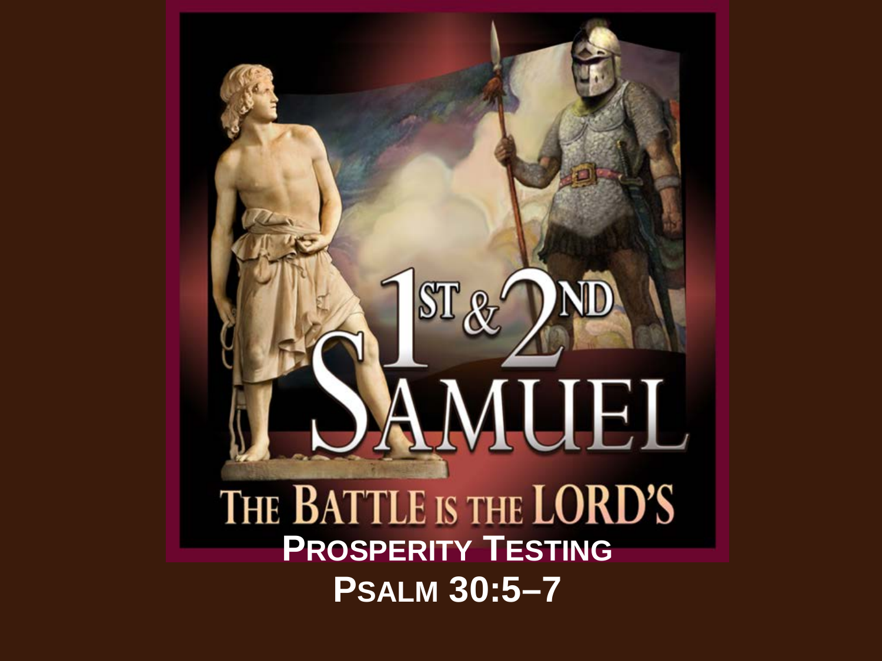# 1st & 2nd Samuel

## The Battle is the Lord's

**Prosperity Testing**

**Psalm 30:5–7**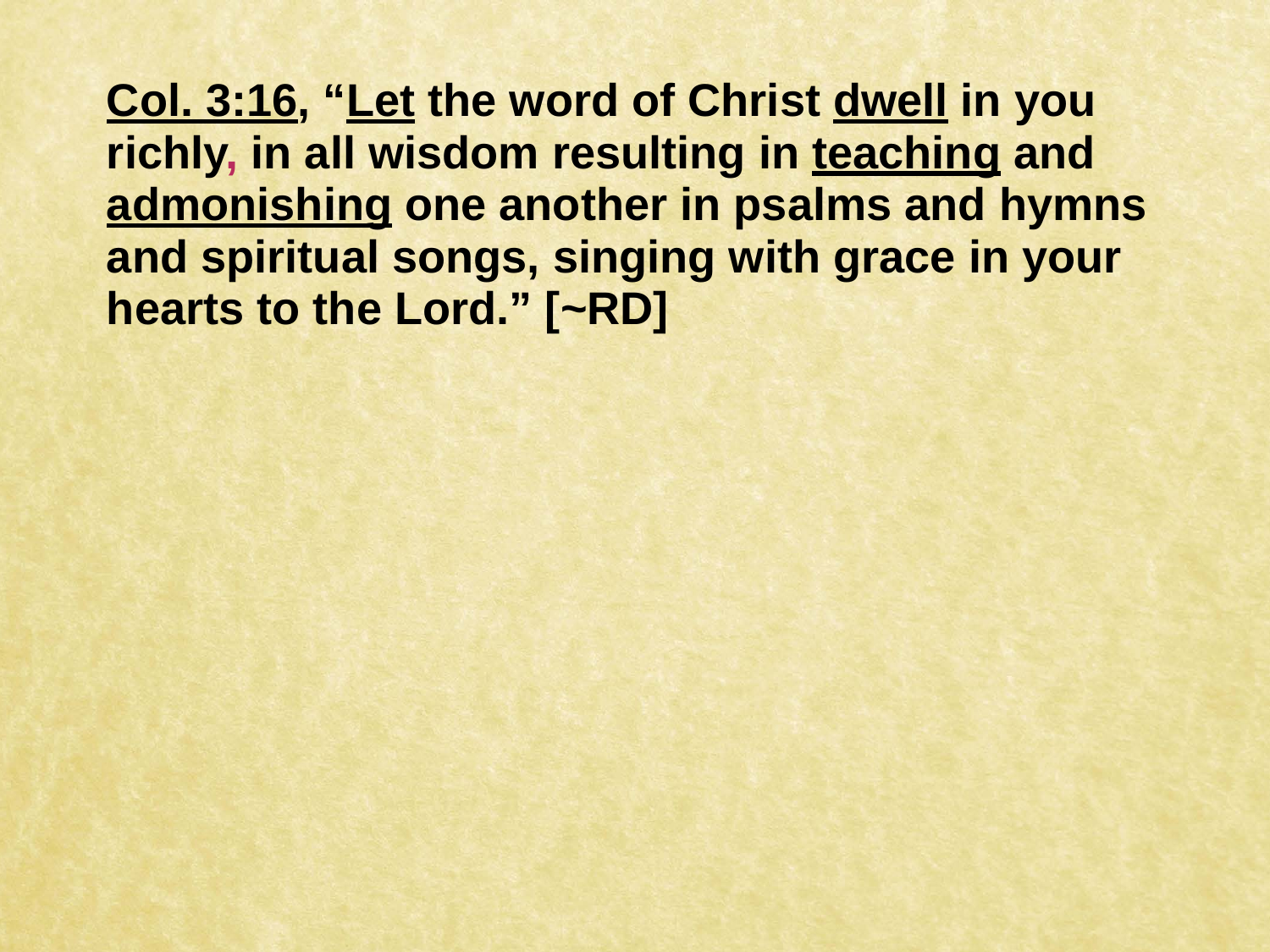**<u>Col. 3:16</u>, "<u>Let</u> the word of Christ <u>dwell</u> in you richly, in all wisdom resulting in <u>teaching</u> and <u>admonishing</u> one another in psalms and hymns and spiritual songs, singing with grace in your hearts to the Lord." [~RD]**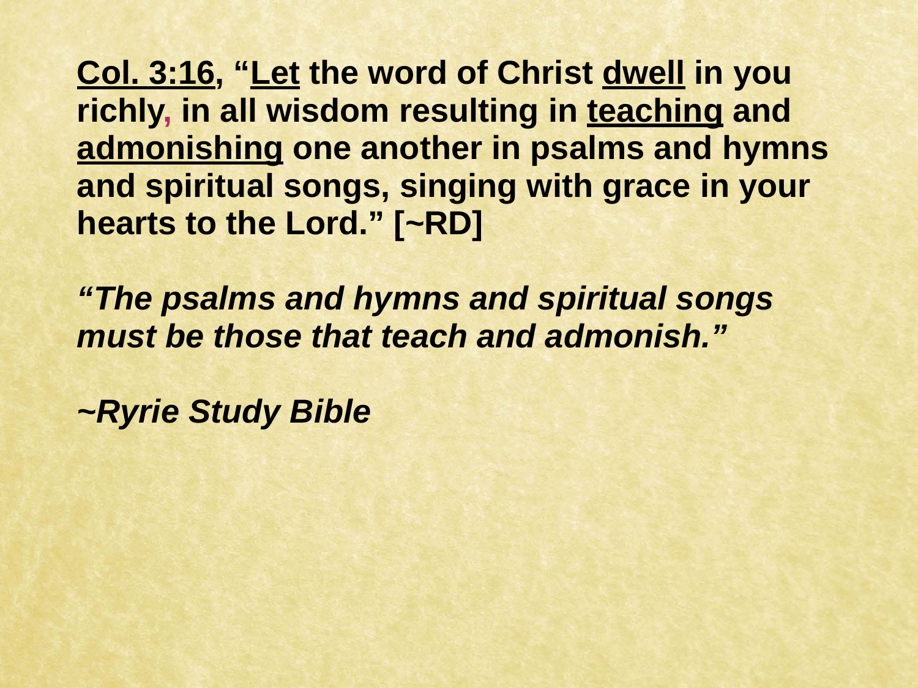**<u>Col. 3:16</u>, "<u>Let</u> the word of Christ <u>dwell</u> in you richly, in all wisdom resulting in <u>teaching</u> and <u>admonishing</u> one another in psalms and hymns and spiritual songs, singing with grace in your hearts to the Lord." [~RD]**

***"The psalms and hymns and spiritual songs must be those that teach and admonish."***

***~Ryrie Study Bible***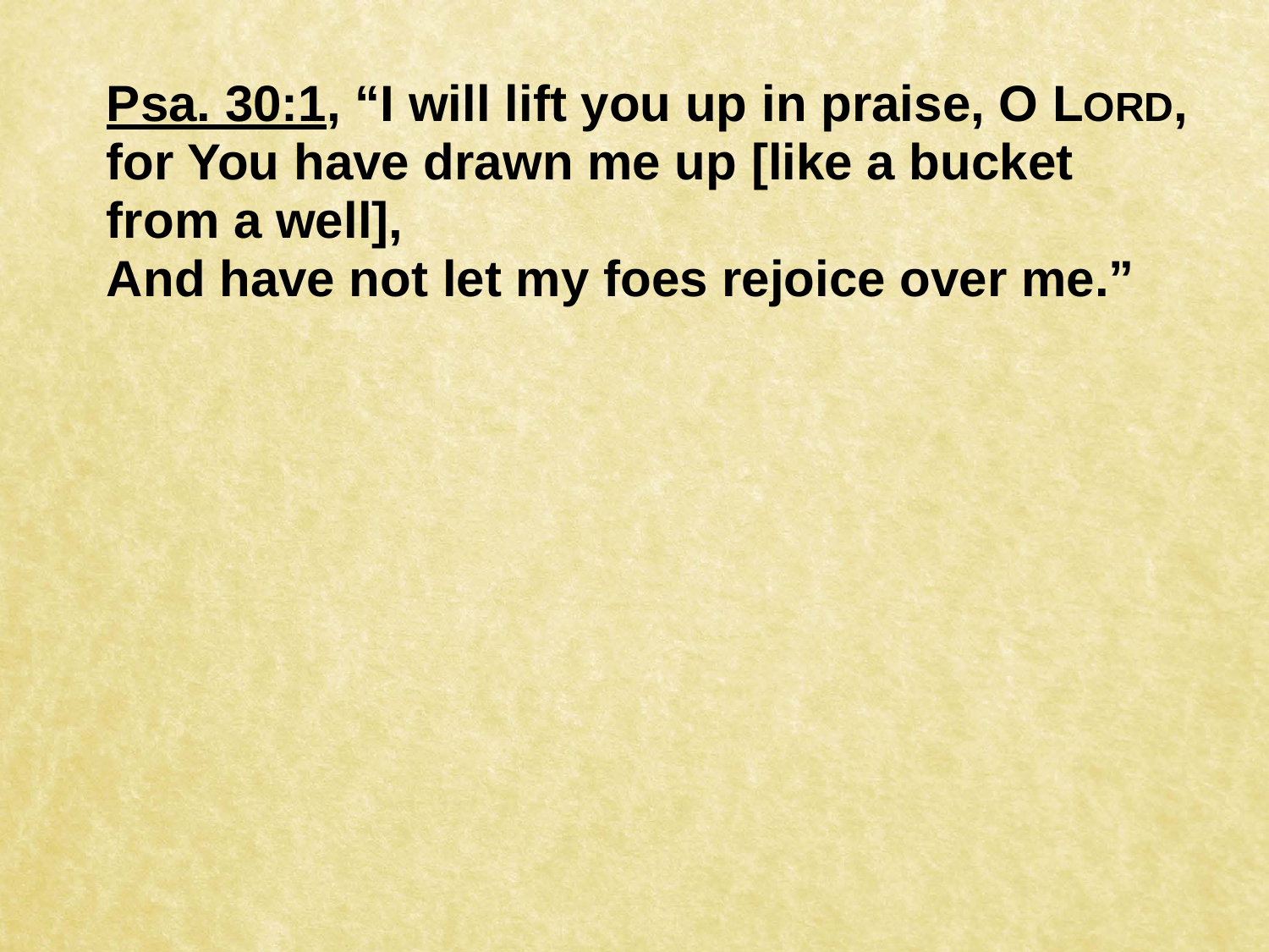**<u>Psa. 30:1</u>, "I will lift you up in praise, O LORD, for You have drawn me up [like a bucket from a well],**
**And have not let my foes rejoice over me."**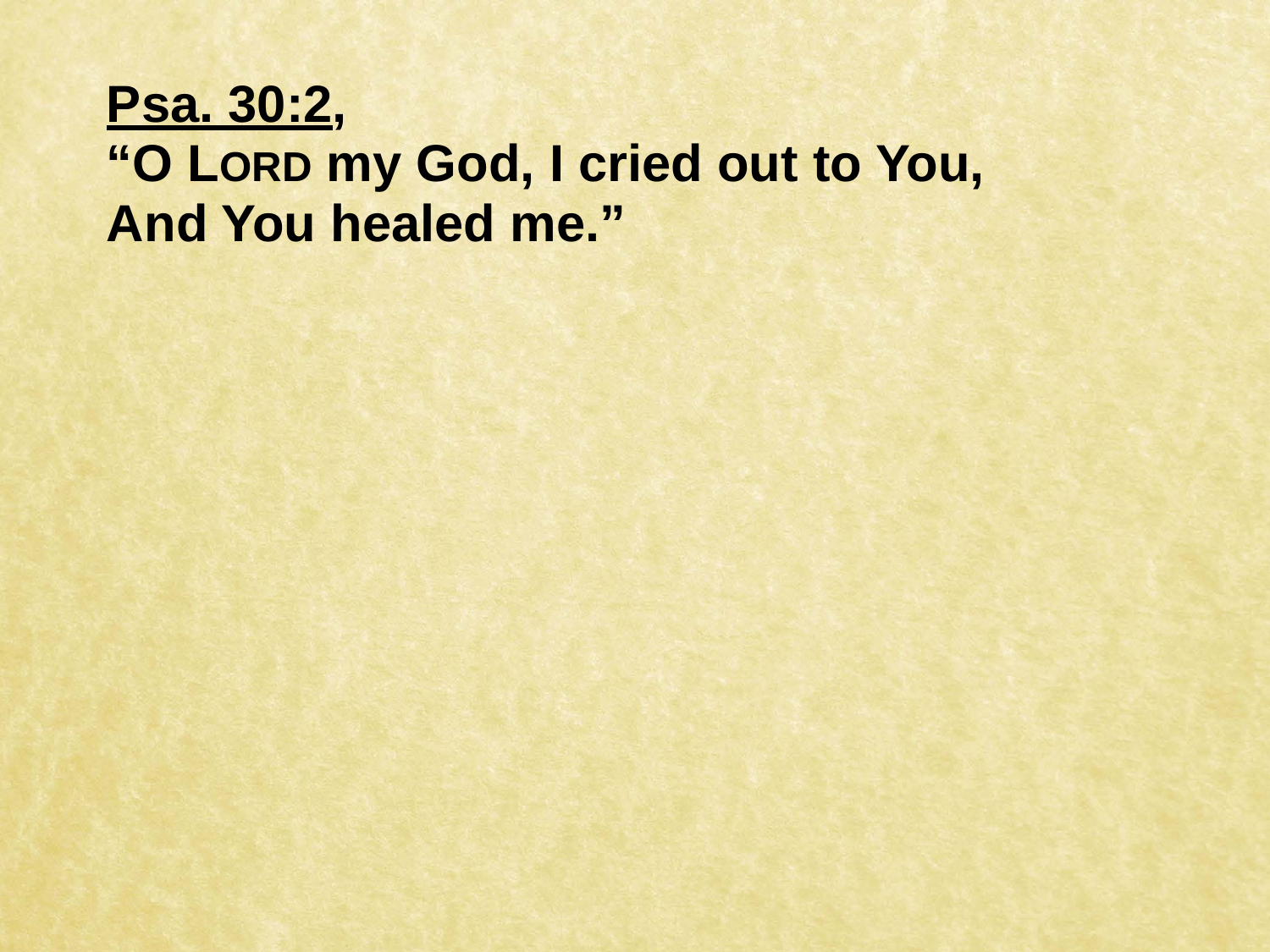**Psa. 30:2**,

**“O LORD my God, I cried out to You,**
**And You healed me.”**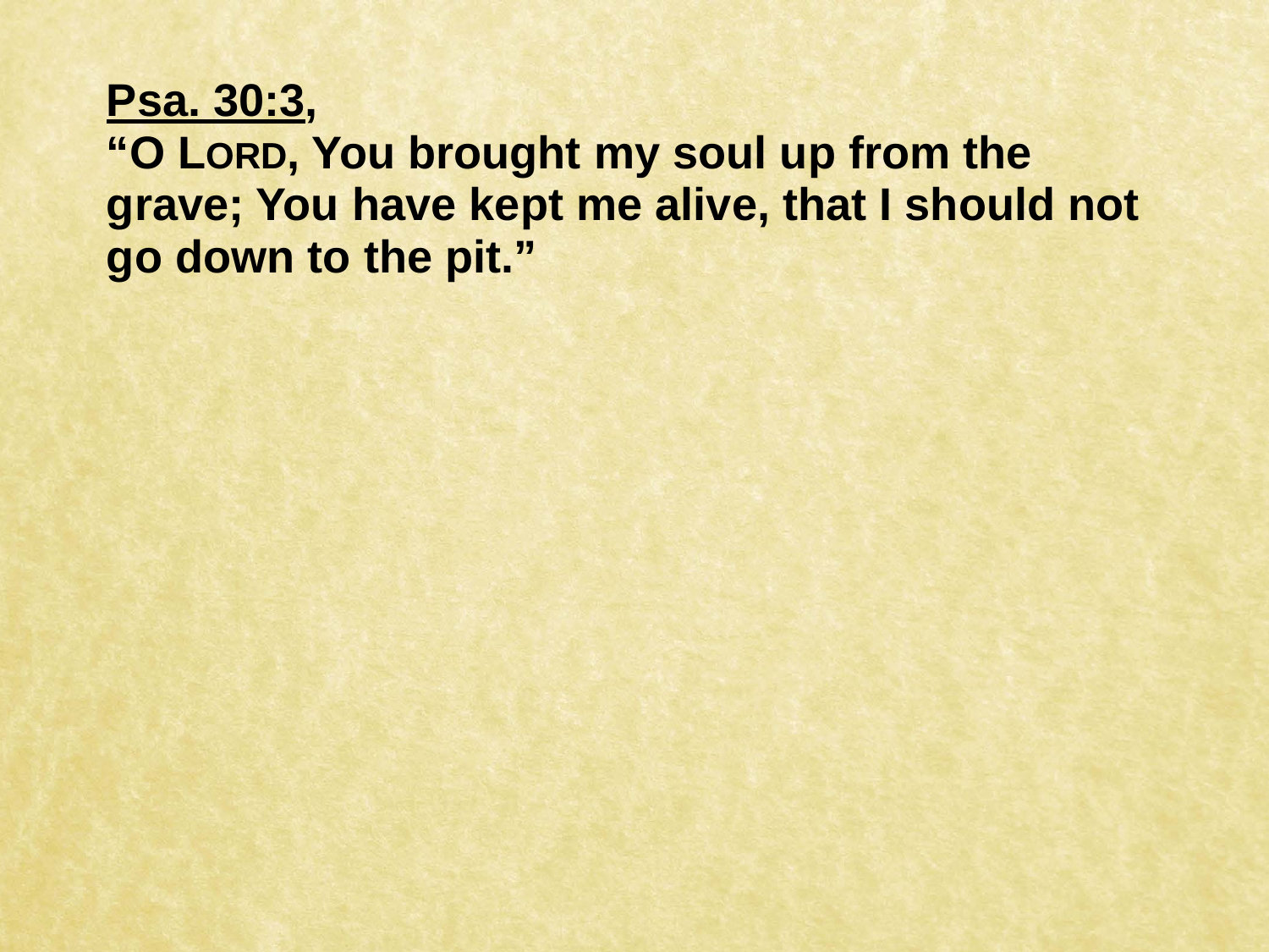**<u>Psa. 30:3</u>,**
**"O LORD, You brought my soul up from the grave; You have kept me alive, that I should not go down to the pit."**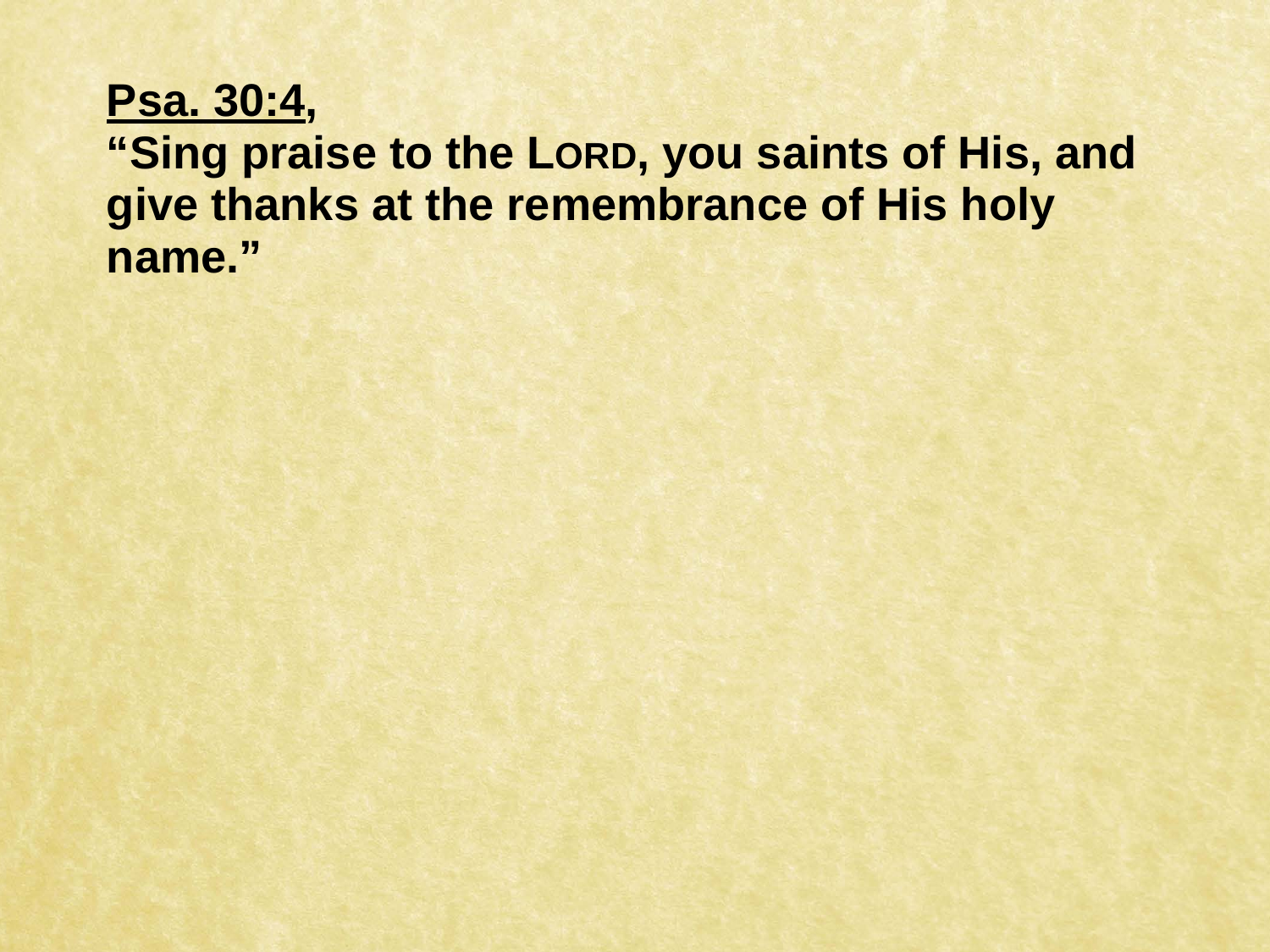**<u>Psa. 30:4</u>,**
**"Sing praise to the LORD, you saints of His, and give thanks at the remembrance of His holy name."**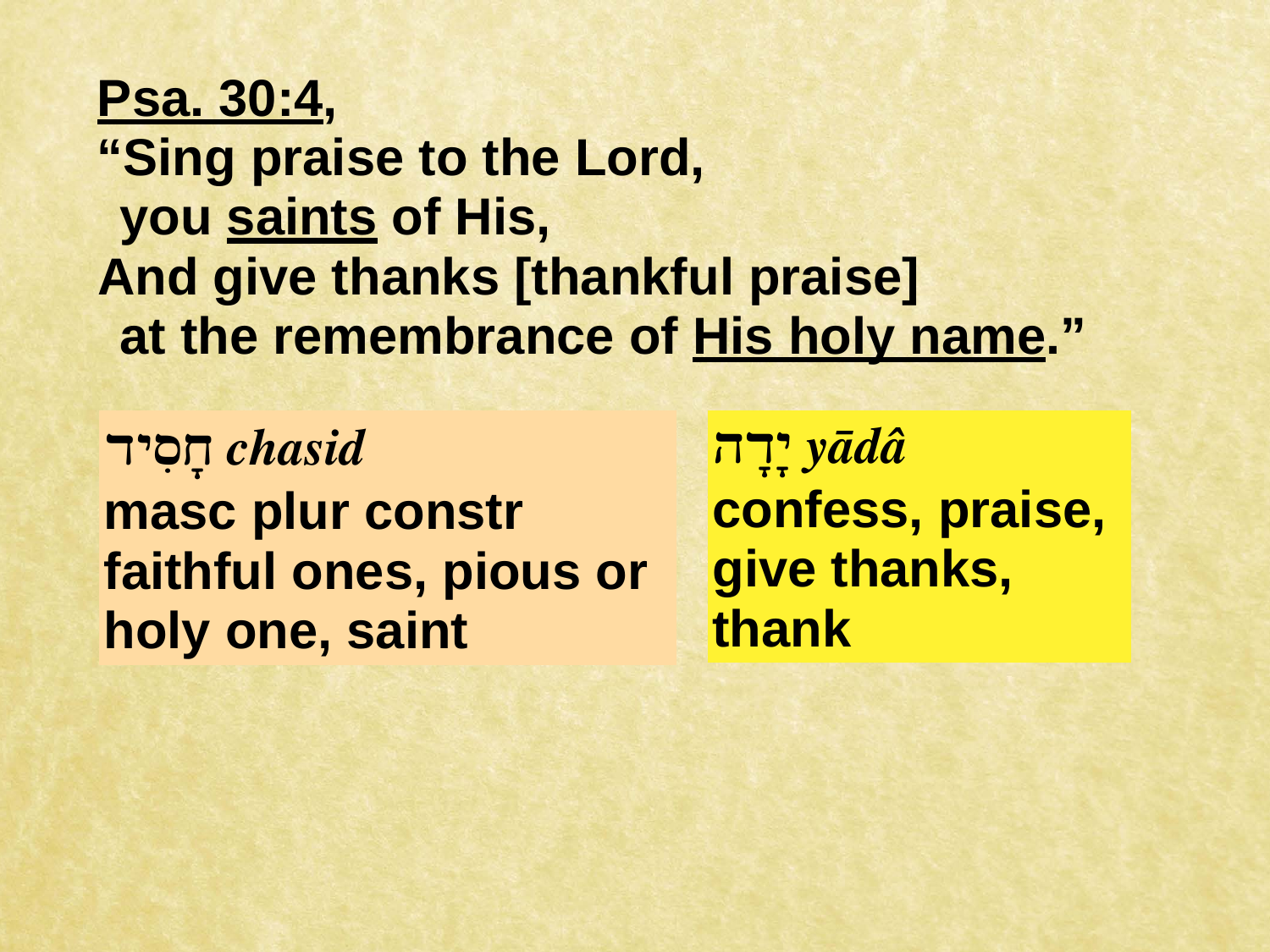**Psa. 30:4,**
**"Sing praise to the Lord,**
**you saints of His,**
**And give thanks [thankful praise]**
**at the remembrance of His holy name."**

**חָסִיד** ***chasid***
**masc plur constr**
**faithful ones, pious or holy one, saint**

**יָדָה** ***yādâ***
**confess, praise, give thanks, thank**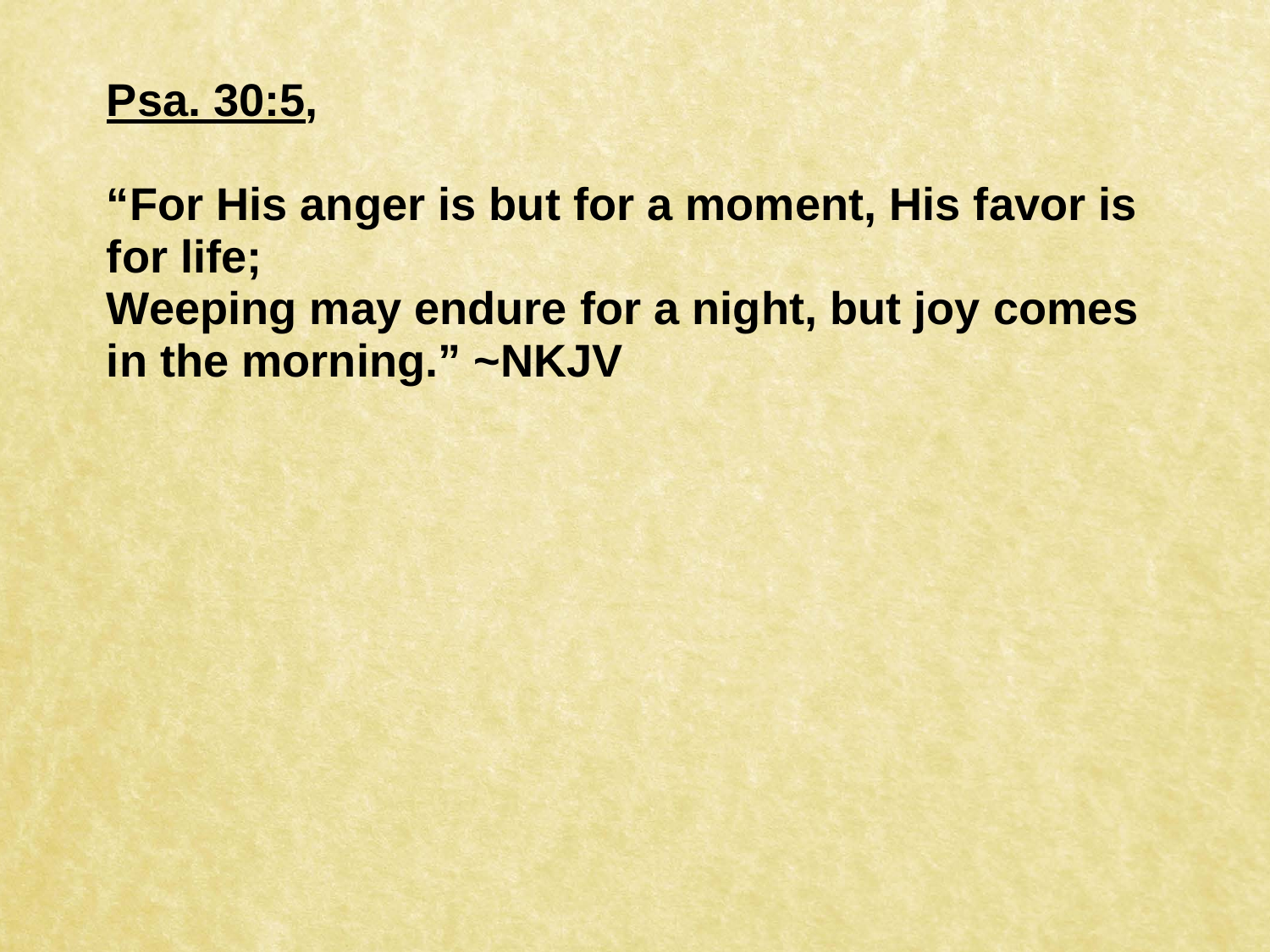**<u>Psa. 30:5</u>,**

**"For His anger is but for a moment, His favor is for life;**
**Weeping may endure for a night, but joy comes in the morning." ~NKJV**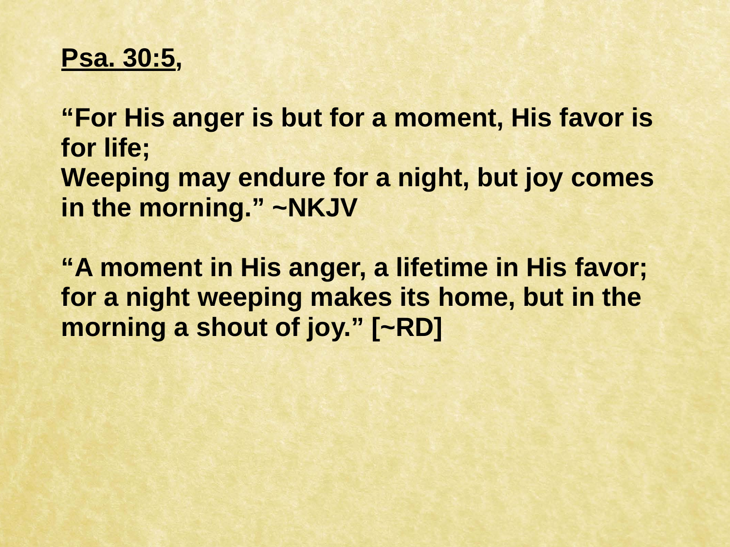**<u>Psa. 30:5</u>,**

**"For His anger is but for a moment, His favor is for life;
Weeping may endure for a night, but joy comes in the morning." ~NKJV**

**"A moment in His anger, a lifetime in His favor; for a night weeping makes its home, but in the morning a shout of joy." [~RD]**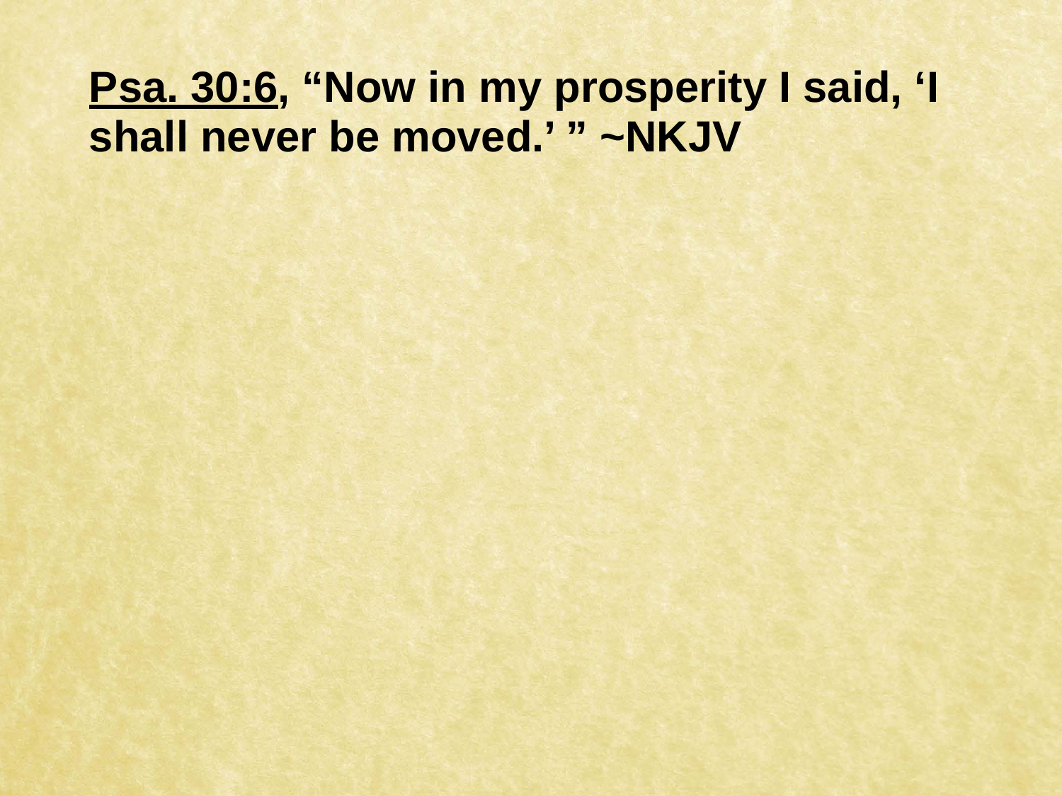**<u>Psa. 30:6</u>, "Now in my prosperity I said, 'I shall never be moved.' " ~NKJV**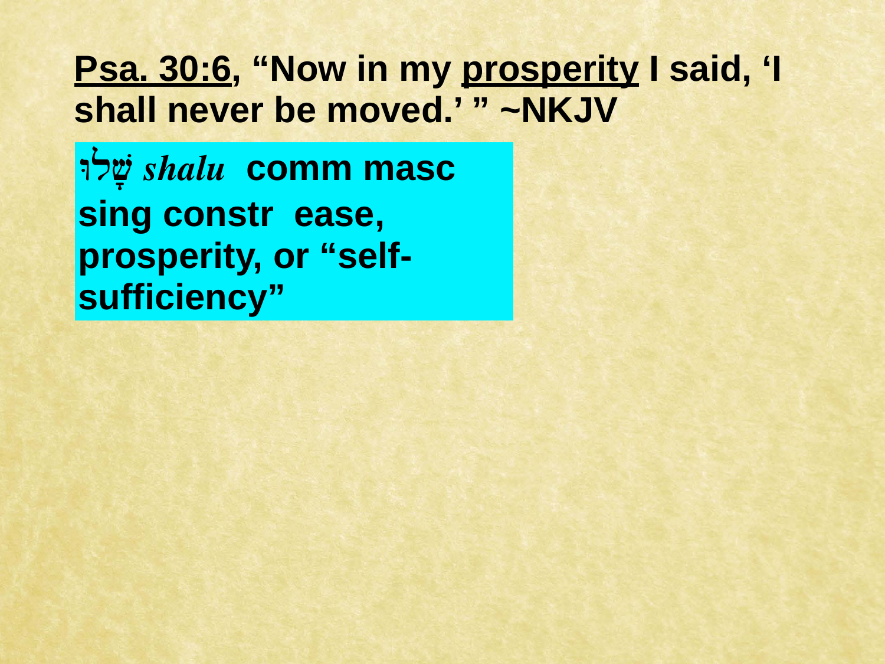**<u>Psa. 30:6</u>, "Now in my <u>prosperity</u> I said, 'I shall never be moved.' " ~NKJV**

שָׁלוּ *shalu* **comm masc sing constr ease, prosperity, or "self-sufficiency"**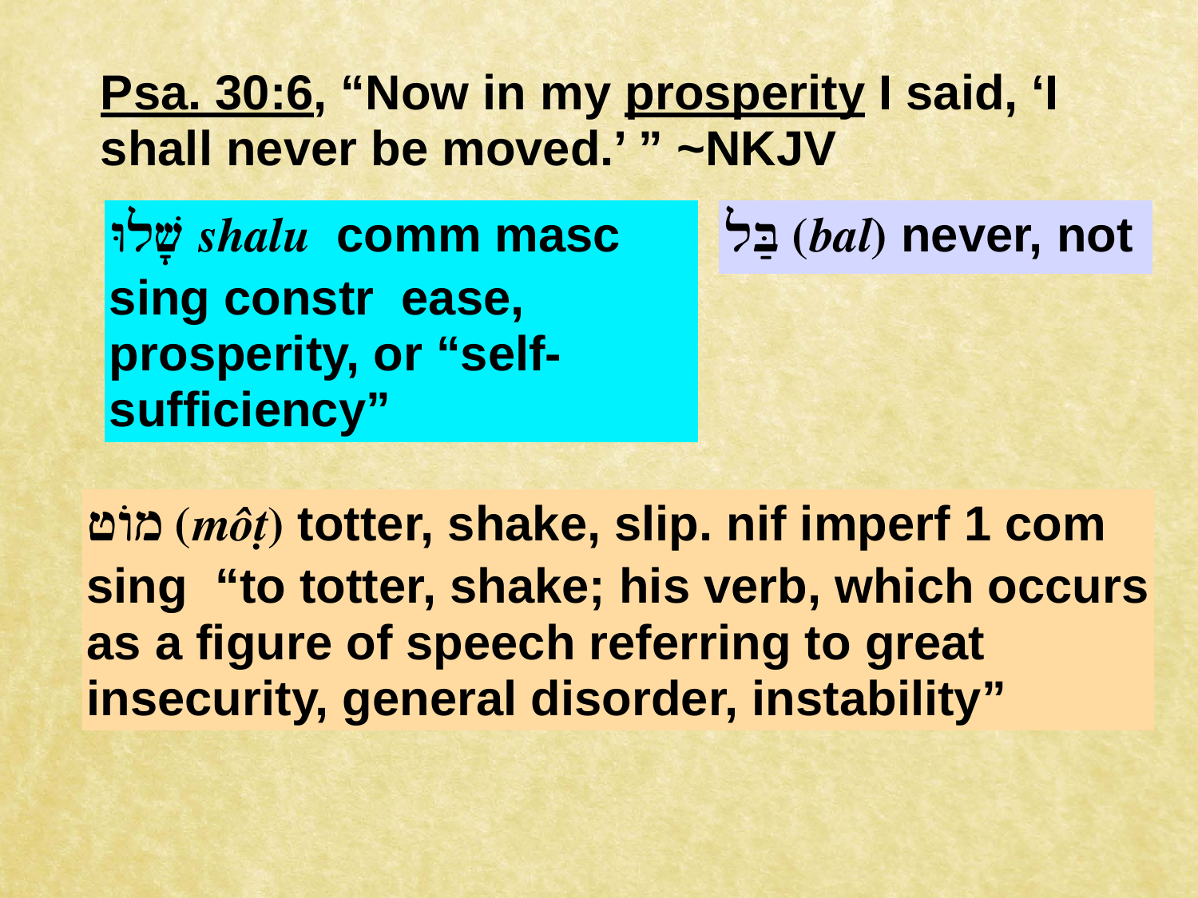**<u>Psa. 30:6</u>, "Now in my <u>prosperity</u> I said, 'I shall never be moved.' " ~NKJV**

**שַׁלְוִ֑י *shalu* comm masc sing constr ease, prosperity, or "self-sufficiency"**

**בַּל (*bal*) never, not**

**מוֹט (*môṭ*) totter, shake, slip. nif imperf 1 com sing "to totter, shake; his verb, which occurs as a figure of speech referring to great insecurity, general disorder, instability"**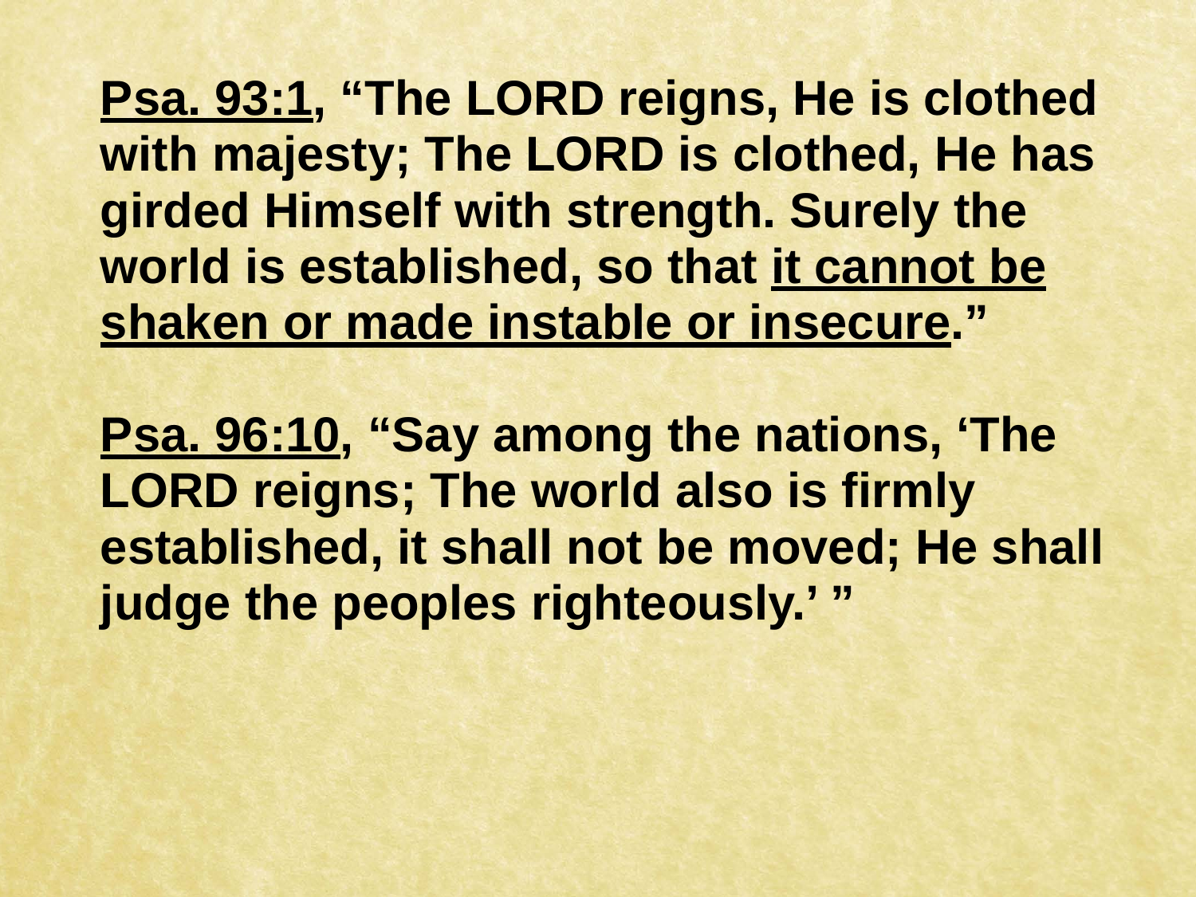**<u>Psa. 93:1</u>, "The LORD reigns, He is clothed with majesty; The LORD is clothed, He has girded Himself with strength. Surely the world is established, so that <u>it cannot be shaken or made instable or insecure</u>."**

**<u>Psa. 96:10</u>, "Say among the nations, 'The LORD reigns; The world also is firmly established, it shall not be moved; He shall judge the peoples righteously.' "**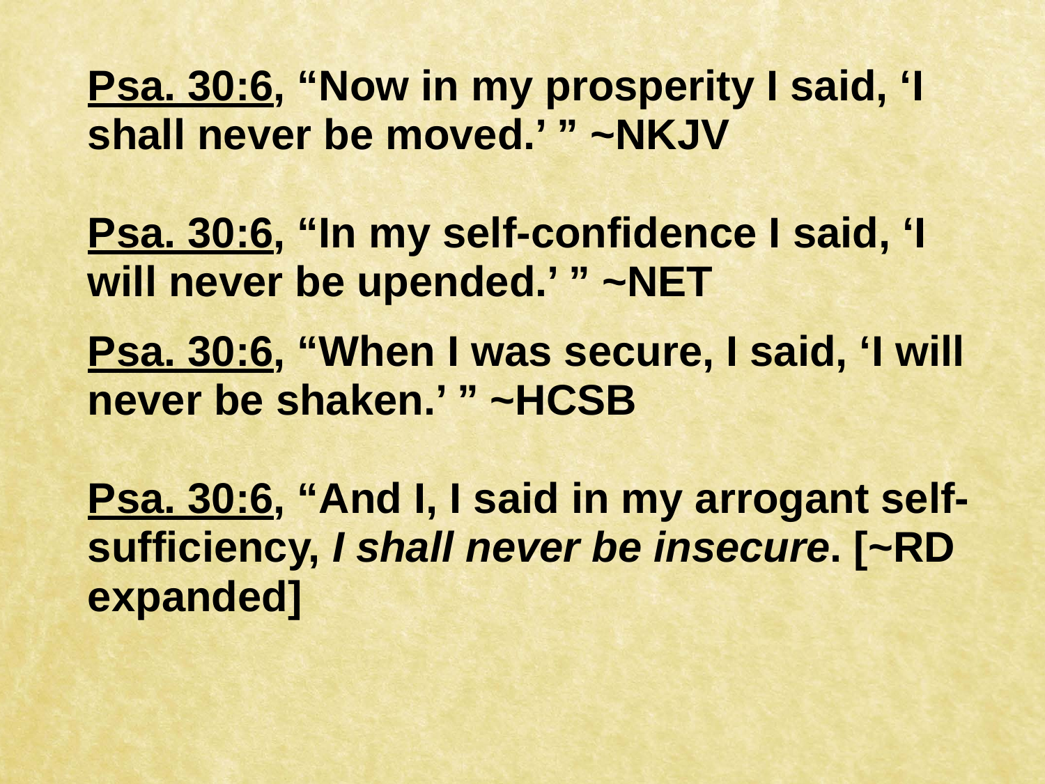**<u>Psa. 30:6</u>, "Now in my prosperity I said, 'I shall never be moved.' " ~NKJV**

**<u>Psa. 30:6</u>, "In my self-confidence I said, 'I will never be upended.' " ~NET**

**<u>Psa. 30:6</u>, "When I was secure, I said, 'I will never be shaken.' " ~HCSB**

**<u>Psa. 30:6</u>, "And I, I said in my arrogant self-sufficiency, *I shall never be insecure*. [~RD expanded]**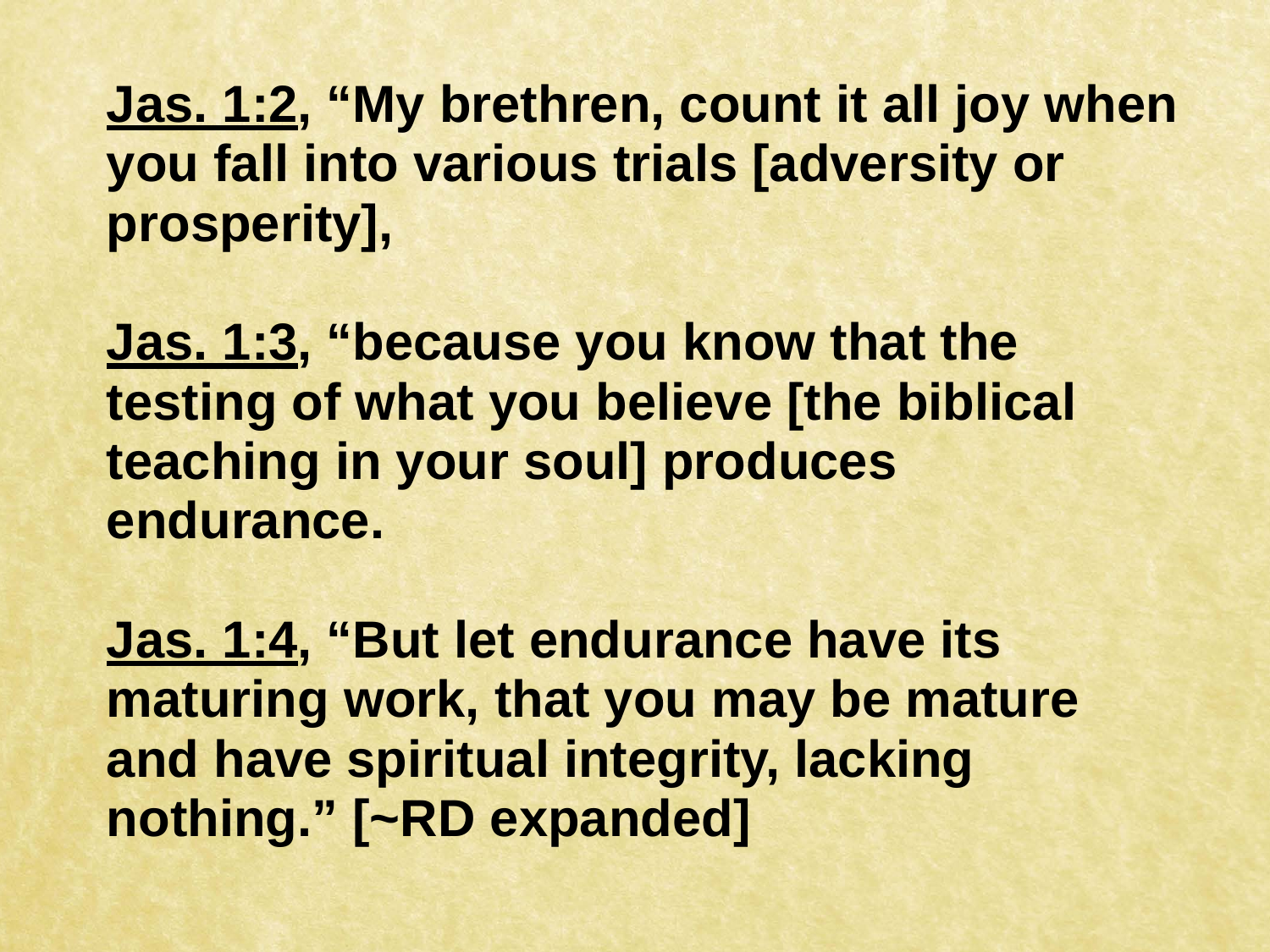**<u>Jas. 1:2</u>, “My brethren, count it all joy when you fall into various trials [adversity or prosperity],**

**<u>Jas. 1:3</u>, “because you know that the testing of what you believe [the biblical teaching in your soul] produces endurance.**

**<u>Jas. 1:4</u>, “But let endurance have its maturing work, that you may be mature and have spiritual integrity, lacking nothing.” [~RD expanded]**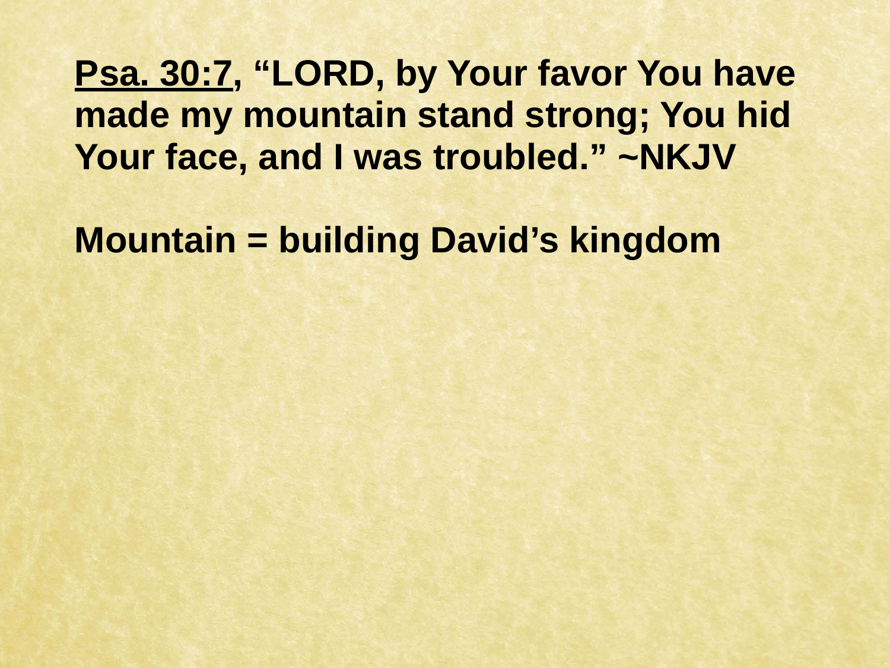**<u>Psa. 30:7</u>, "LORD, by Your favor You have made my mountain stand strong; You hid Your face, and I was troubled." ~NKJV**

**Mountain = building David's kingdom**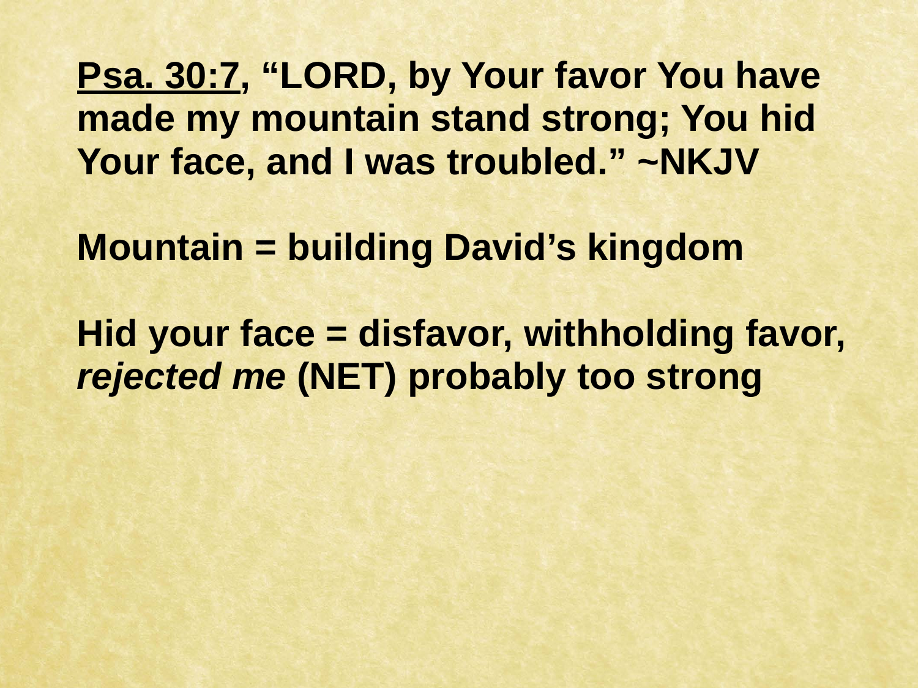**<u>Psa. 30:7</u>, "LORD, by Your favor You have made my mountain stand strong; You hid Your face, and I was troubled." ~NKJV**

**Mountain = building David's kingdom**

**Hid your face = disfavor, withholding favor, *rejected me* (NET) probably too strong**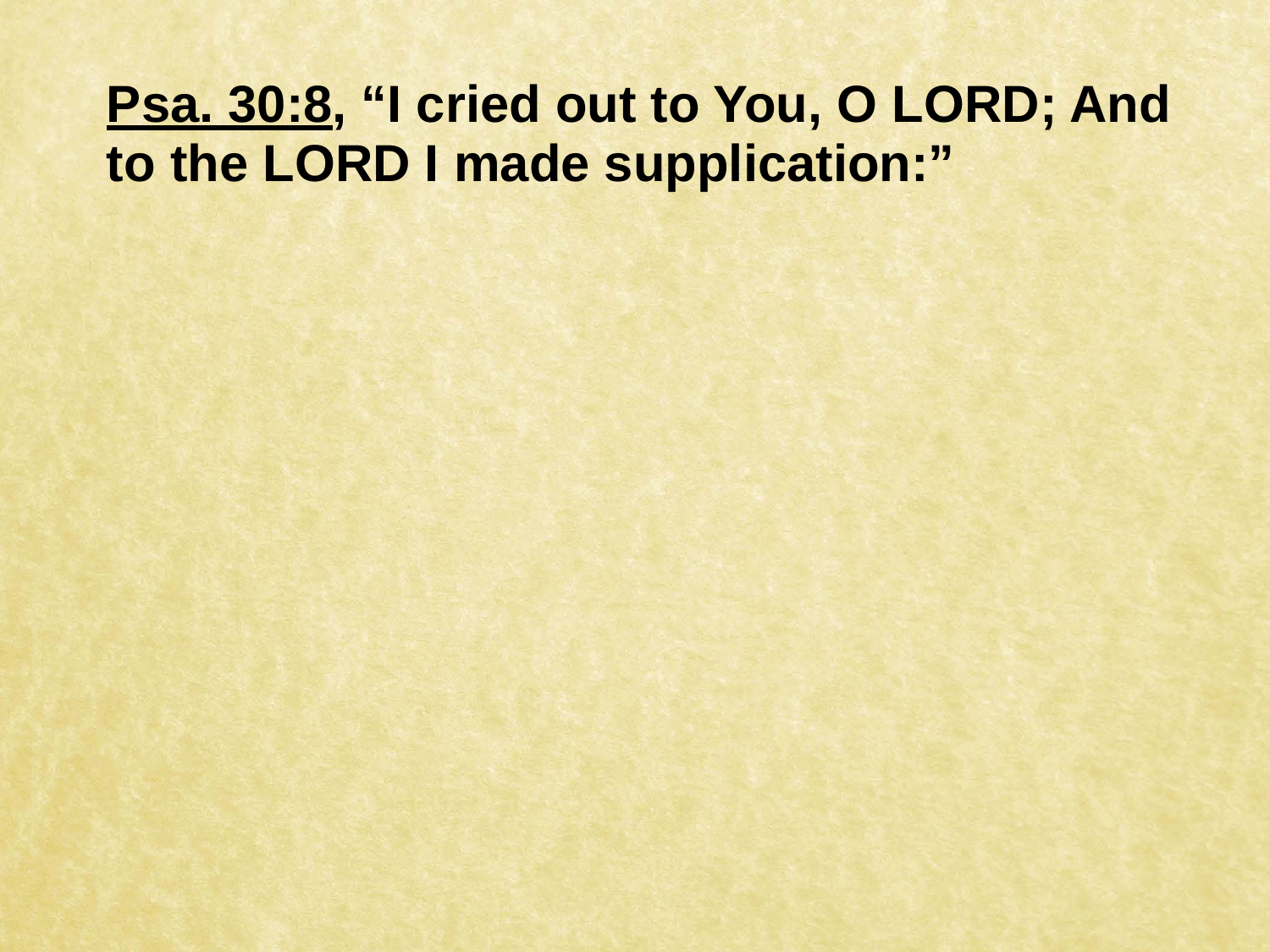**<u>Psa. 30:8</u>, "I cried out to You, O LORD; And to the LORD I made supplication:"**